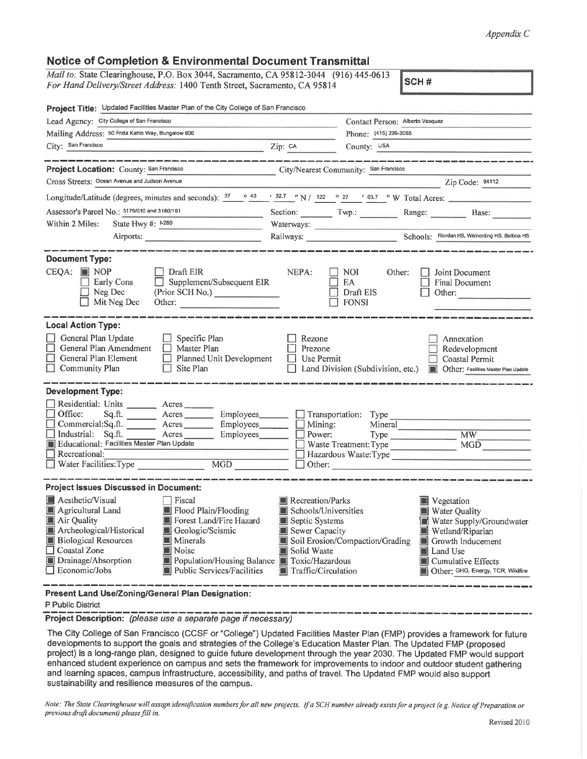*Appendix C*

## Notice of Completion & Environmental Document Transmittal

*Mail to:* State Clearinghouse, P.O. Box 3044, Sacramento, CA 95812-3044 (916) 445-0613
*For Hand Delivery/Street Address:* 1400 Tenth Street, Sacramento, CA 95814

**SCH #**

**Project Title:** Updated Facilities Master Plan of the City College of San Francisco

Lead Agency: City College of San Francisco
Contact Person: Alberto Vasquez
Mailing Address: 50 Frida Kahlo Way, Bungalow 606
Phone: (415) 239-3055
City: San Francisco
Zip: CA
County: USA

**Project Location:** County: San Francisco
City/Nearest Community: San Francisco
Cross Streets: Ocean Avenue and Judson Avenue
Zip Code: 94112
Longitude/Latitude (degrees, minutes and seconds): 37 ° 43 ′ 32.7 ″ N / 122 ° 27 ′ 03.7 ″ W Total Acres:
Assessor's Parcel No.: 3179/010 and 3180/191
Section: Twp.: Range: Base:
Within 2 Miles: State Hwy #: I-280
Waterways:
Airports:
Railways:
Schools: Riordan HS, Wilmerding HS, Balboa HS

### Document Type:

CEQA:
- [x] NOP
- [ ] Early Cons
- [ ] Neg Dec
- [ ] Mit Neg Dec
- [ ] Draft EIR
- [ ] Supplement/Subsequent EIR (Prior SCH No.)
- Other:

NEPA:
- [ ] NOI
- [ ] EA
- [ ] Draft EIS
- [ ] FONSI

Other:
- [ ] Joint Document
- [ ] Final Document
- [ ] Other:

### Local Action Type:

- [ ] General Plan Update
- [ ] General Plan Amendment
- [ ] General Plan Element
- [ ] Community Plan
- [ ] Specific Plan
- [ ] Master Plan
- [ ] Planned Unit Development
- [ ] Site Plan
- [ ] Rezone
- [ ] Prezone
- [ ] Use Permit
- [ ] Land Division (Subdivision, etc.)
- [ ] Annexation
- [ ] Redevelopment
- [ ] Coastal Permit
- [x] Other: Facilities Master Plan Update

### Development Type:

- [ ] Residential: Units Acres
- [ ] Office: Sq.ft. Acres Employees
- [ ] Commercial: Sq.ft. Acres Employees
- [ ] Industrial: Sq.ft. Acres Employees
- [x] Educational: Facilities Master Plan Update
- [ ] Recreational:
- [ ] Water Facilities: Type MGD
- [ ] Transportation: Type
- [ ] Mining: Mineral
- [ ] Power: Type MW
- [ ] Waste Treatment: Type MGD
- [ ] Hazardous Waste: Type
- [ ] Other:

### Project Issues Discussed in Document:

- [x] Aesthetic/Visual
- [x] Agricultural Land
- [x] Air Quality
- [x] Archeological/Historical
- [x] Biological Resources
- [ ] Coastal Zone
- [x] Drainage/Absorption
- [ ] Economic/Jobs
- [ ] Fiscal
- [x] Flood Plain/Flooding
- [x] Forest Land/Fire Hazard
- [x] Geologic/Seismic
- [x] Minerals
- [x] Noise
- [x] Population/Housing Balance
- [x] Public Services/Facilities
- [x] Recreation/Parks
- [x] Schools/Universities
- [x] Septic Systems
- [x] Sewer Capacity
- [x] Soil Erosion/Compaction/Grading
- [x] Solid Waste
- [x] Toxic/Hazardous
- [x] Traffic/Circulation
- [x] Vegetation
- [x] Water Quality
- [x] Water Supply/Groundwater
- [x] Wetland/Riparian
- [x] Growth Inducement
- [x] Land Use
- [x] Cumulative Effects
- [x] Other: GHG, Energy, TCR, Wildfire

### Present Land Use/Zoning/General Plan Designation:

P Public District

### Project Description: *(please use a separate page if necessary)*

The City College of San Francisco (CCSF or "College") Updated Facilities Master Plan (FMP) provides a framework for future developments to support the goals and strategies of the College's Education Master Plan. The Updated FMP (proposed project) is a long-range plan, designed to guide future development through the year 2030. The Updated FMP would support enhanced student experience on campus and sets the framework for improvements to indoor and outdoor student gathering and learning spaces, campus infrastructure, accessibility, and paths of travel. The Updated FMP would also support sustainability and resilience measures of the campus.

*Note: The State Clearinghouse will assign identification numbers for all new projects. If a SCH number already exists for a project (e.g. Notice of Preparation or previous draft document) please fill in.*

Revised 2010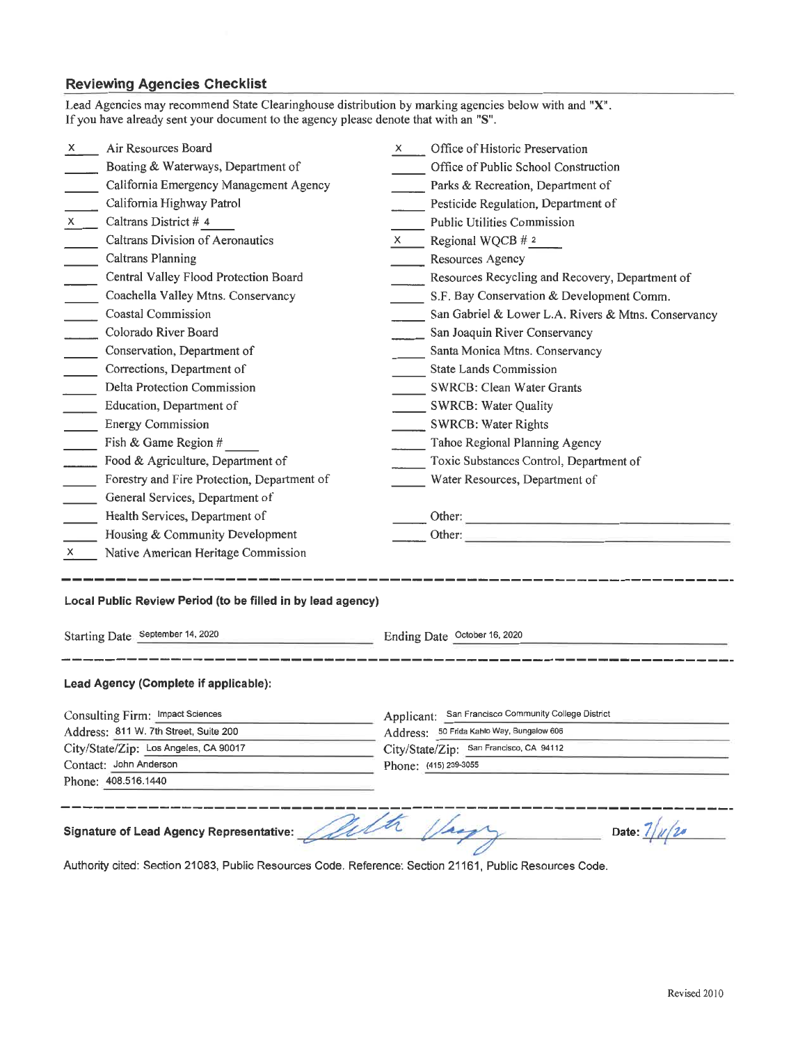## Reviewing Agencies Checklist

Lead Agencies may recommend State Clearinghouse distribution by marking agencies below with and "X".
If you have already sent your document to the agency please denote that with an "S".

| | | | |
|---|---|---|---|
| X | Air Resources Board | X | Office of Historic Preservation |
| | Boating & Waterways, Department of | | Office of Public School Construction |
| | California Emergency Management Agency | | Parks & Recreation, Department of |
| | California Highway Patrol | | Pesticide Regulation, Department of |
| X | Caltrans District # 4 | | Public Utilities Commission |
| | Caltrans Division of Aeronautics | X | Regional WQCB # 2 |
| | Caltrans Planning | | Resources Agency |
| | Central Valley Flood Protection Board | | Resources Recycling and Recovery, Department of |
| | Coachella Valley Mtns. Conservancy | | S.F. Bay Conservation & Development Comm. |
| | Coastal Commission | | San Gabriel & Lower L.A. Rivers & Mtns. Conservancy |
| | Colorado River Board | | San Joaquin River Conservancy |
| | Conservation, Department of | | Santa Monica Mtns. Conservancy |
| | Corrections, Department of | | State Lands Commission |
| | Delta Protection Commission | | SWRCB: Clean Water Grants |
| | Education, Department of | | SWRCB: Water Quality |
| | Energy Commission | | SWRCB: Water Rights |
| | Fish & Game Region # | | Tahoe Regional Planning Agency |
| | Food & Agriculture, Department of | | Toxic Substances Control, Department of |
| | Forestry and Fire Protection, Department of | | Water Resources, Department of |
| | General Services, Department of | | |
| | Health Services, Department of | | Other: |
| | Housing & Community Development | | Other: |
| X | Native American Heritage Commission | | |

---

**Local Public Review Period (to be filled in by lead agency)**

Starting Date September 14, 2020 Ending Date October 16, 2020

---

**Lead Agency (Complete if applicable):**

| | |
|---|---|
| Consulting Firm: Impact Sciences | Applicant: San Francisco Community College District |
| Address: 811 W. 7th Street, Suite 200 | Address: 50 Frida Kahlo Way, Bungalow 606 |
| City/State/Zip: Los Angeles, CA 90017 | City/State/Zip: San Francisco, CA 94112 |
| Contact: John Anderson | Phone: (415) 239-3055 |
| Phone: 408.516.1440 | |

---

**Signature of Lead Agency Representative:** [signature] **Date:** 7/11/20

Authority cited: Section 21083, Public Resources Code. Reference: Section 21161, Public Resources Code.

Revised 2010